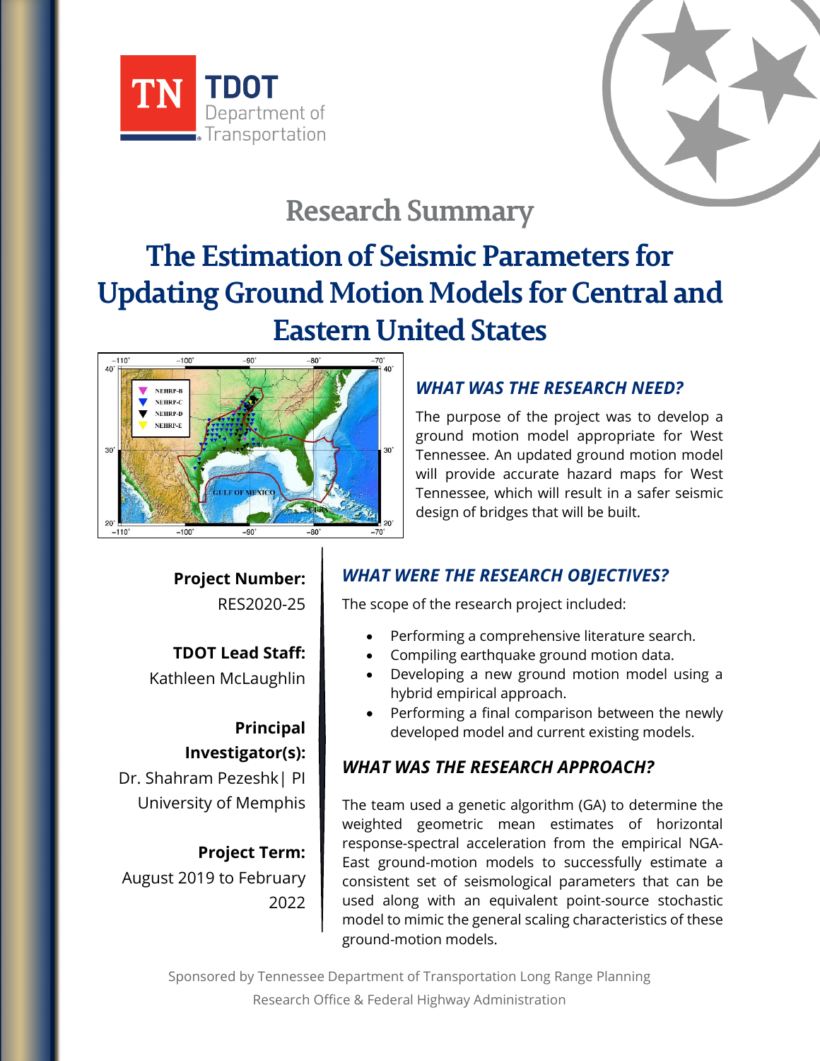TDOT Department of Transportation

# Research Summary

# The Estimation of Seismic Parameters for Updating Ground Motion Models for Central and Eastern United States

## WHAT WAS THE RESEARCH NEED?

The purpose of the project was to develop a ground motion model appropriate for West Tennessee. An updated ground motion model will provide accurate hazard maps for West Tennessee, which will result in a safer seismic design of bridges that will be built.

**Project Number:**
RES2020-25

**TDOT Lead Staff:**
Kathleen McLaughlin

**Principal Investigator(s):**
Dr. Shahram Pezeshk| PI
University of Memphis

**Project Term:**
August 2019 to February 2022

## WHAT WERE THE RESEARCH OBJECTIVES?

The scope of the research project included:

- Performing a comprehensive literature search.
- Compiling earthquake ground motion data.
- Developing a new ground motion model using a hybrid empirical approach.
- Performing a final comparison between the newly developed model and current existing models.

## WHAT WAS THE RESEARCH APPROACH?

The team used a genetic algorithm (GA) to determine the weighted geometric mean estimates of horizontal response-spectral acceleration from the empirical NGA-East ground-motion models to successfully estimate a consistent set of seismological parameters that can be used along with an equivalent point-source stochastic model to mimic the general scaling characteristics of these ground-motion models.

Sponsored by Tennessee Department of Transportation Long Range Planning Research Office & Federal Highway Administration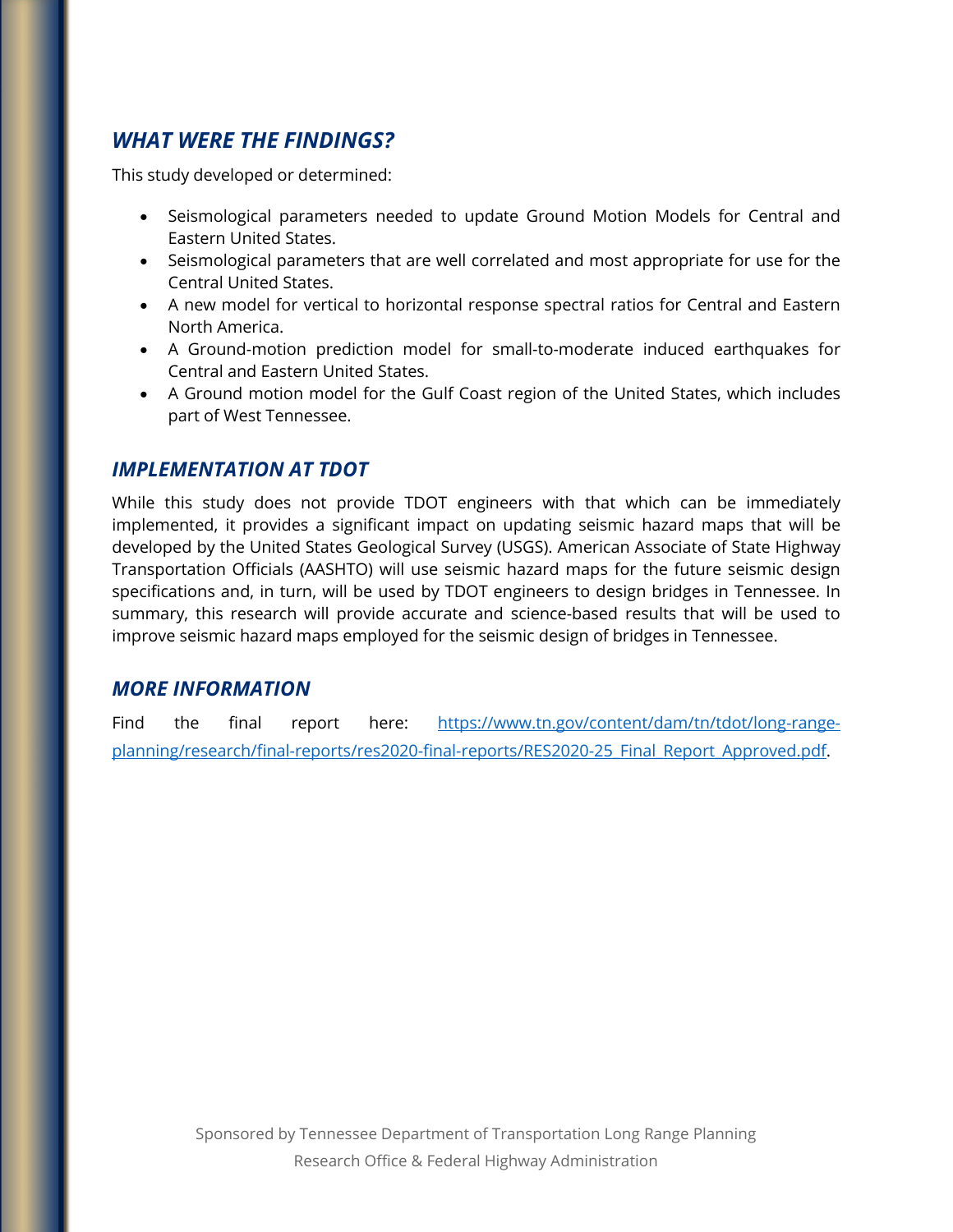## *WHAT WERE THE FINDINGS?*

This study developed or determined:

- Seismological parameters needed to update Ground Motion Models for Central and Eastern United States.
- Seismological parameters that are well correlated and most appropriate for use for the Central United States.
- A new model for vertical to horizontal response spectral ratios for Central and Eastern North America.
- A Ground-motion prediction model for small-to-moderate induced earthquakes for Central and Eastern United States.
- A Ground motion model for the Gulf Coast region of the United States, which includes part of West Tennessee.

## *IMPLEMENTATION AT TDOT*

While this study does not provide TDOT engineers with that which can be immediately implemented, it provides a significant impact on updating seismic hazard maps that will be developed by the United States Geological Survey (USGS). American Associate of State Highway Transportation Officials (AASHTO) will use seismic hazard maps for the future seismic design specifications and, in turn, will be used by TDOT engineers to design bridges in Tennessee. In summary, this research will provide accurate and science-based results that will be used to improve seismic hazard maps employed for the seismic design of bridges in Tennessee.

## *MORE INFORMATION*

Find the final report here: [https://www.tn.gov/content/dam/tn/tdot/long-range-planning/research/final-reports/res2020-final-reports/RES2020-25_Final_Report_Approved.pdf](https://www.tn.gov/content/dam/tn/tdot/long-range-planning/research/final-reports/res2020-final-reports/RES2020-25_Final_Report_Approved.pdf).

Sponsored by Tennessee Department of Transportation Long Range Planning Research Office & Federal Highway Administration